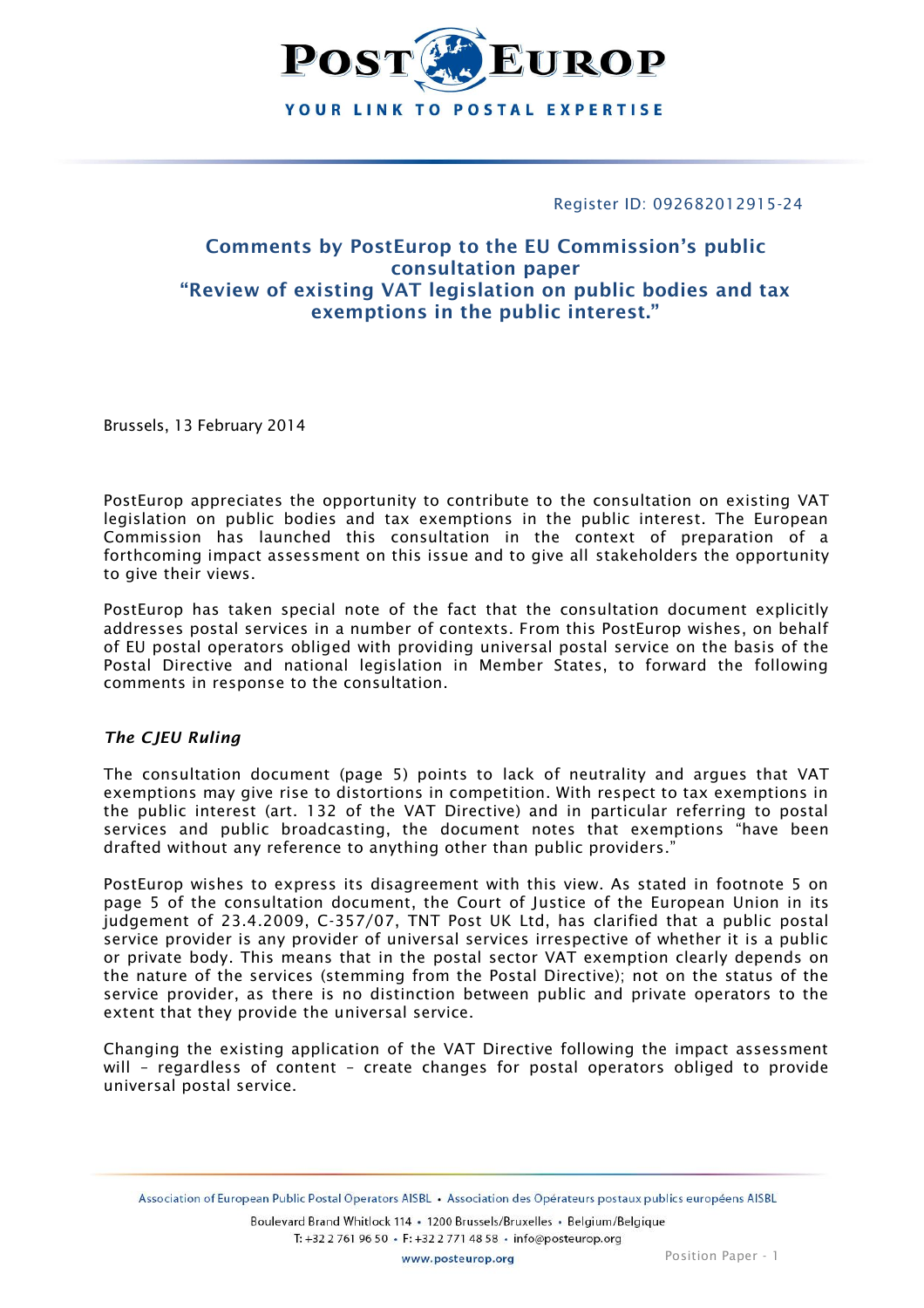# POST EUROP

YOUR LINK TO POSTAL EXPERTISE

Register ID: 092682012915-24

## Comments by PostEurop to the EU Commission's public consultation paper "Review of existing VAT legislation on public bodies and tax exemptions in the public interest."

Brussels, 13 February 2014

PostEurop appreciates the opportunity to contribute to the consultation on existing VAT legislation on public bodies and tax exemptions in the public interest. The European Commission has launched this consultation in the context of preparation of a forthcoming impact assessment on this issue and to give all stakeholders the opportunity to give their views.

PostEurop has taken special note of the fact that the consultation document explicitly addresses postal services in a number of contexts. From this PostEurop wishes, on behalf of EU postal operators obliged with providing universal postal service on the basis of the Postal Directive and national legislation in Member States, to forward the following comments in response to the consultation.

### *The CJEU Ruling*

The consultation document (page 5) points to lack of neutrality and argues that VAT exemptions may give rise to distortions in competition. With respect to tax exemptions in the public interest (art. 132 of the VAT Directive) and in particular referring to postal services and public broadcasting, the document notes that exemptions "have been drafted without any reference to anything other than public providers."

PostEurop wishes to express its disagreement with this view. As stated in footnote 5 on page 5 of the consultation document, the Court of Justice of the European Union in its judgement of 23.4.2009, C-357/07, TNT Post UK Ltd, has clarified that a public postal service provider is any provider of universal services irrespective of whether it is a public or private body. This means that in the postal sector VAT exemption clearly depends on the nature of the services (stemming from the Postal Directive); not on the status of the service provider, as there is no distinction between public and private operators to the extent that they provide the universal service.

Changing the existing application of the VAT Directive following the impact assessment will – regardless of content – create changes for postal operators obliged to provide universal postal service.

Association of European Public Postal Operators AISBL • Association des Opérateurs postaux publics européens AISBL

Boulevard Brand Whitlock 114 • 1200 Brussels/Bruxelles • Belgium/Belgique

T: +32 2 761 96 50 • F: +32 2 771 48 58 • info@posteurop.org

www.posteurop.org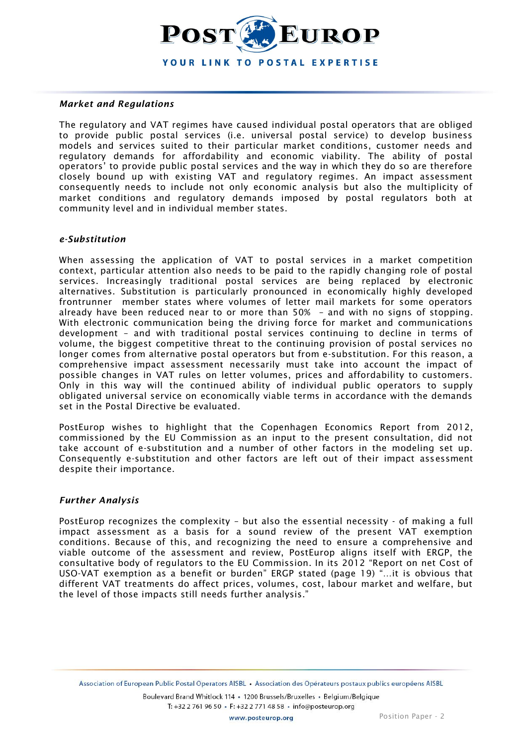### *Market and Regulations*

The regulatory and VAT regimes have caused individual postal operators that are obliged to provide public postal services (i.e. universal postal service) to develop business models and services suited to their particular market conditions, customer needs and regulatory demands for affordability and economic viability. The ability of postal operators' to provide public postal services and the way in which they do so are therefore closely bound up with existing VAT and regulatory regimes. An impact assessment consequently needs to include not only economic analysis but also the multiplicity of market conditions and regulatory demands imposed by postal regulators both at community level and in individual member states.

### *e-Substitution*

When assessing the application of VAT to postal services in a market competition context, particular attention also needs to be paid to the rapidly changing role of postal services. Increasingly traditional postal services are being replaced by electronic alternatives. Substitution is particularly pronounced in economically highly developed frontrunner member states where volumes of letter mail markets for some operators already have been reduced near to or more than 50% – and with no signs of stopping. With electronic communication being the driving force for market and communications development – and with traditional postal services continuing to decline in terms of volume, the biggest competitive threat to the continuing provision of postal services no longer comes from alternative postal operators but from e-substitution. For this reason, a comprehensive impact assessment necessarily must take into account the impact of possible changes in VAT rules on letter volumes, prices and affordability to customers. Only in this way will the continued ability of individual public operators to supply obligated universal service on economically viable terms in accordance with the demands set in the Postal Directive be evaluated.

PostEurop wishes to highlight that the Copenhagen Economics Report from 2012, commissioned by the EU Commission as an input to the present consultation, did not take account of e-substitution and a number of other factors in the modeling set up. Consequently e-substitution and other factors are left out of their impact assessment despite their importance.

### *Further Analysis*

PostEurop recognizes the complexity – but also the essential necessity - of making a full impact assessment as a basis for a sound review of the present VAT exemption conditions. Because of this, and recognizing the need to ensure a comprehensive and viable outcome of the assessment and review, PostEurop aligns itself with ERGP, the consultative body of regulators to the EU Commission. In its 2012 "Report on net Cost of USO-VAT exemption as a benefit or burden" ERGP stated (page 19) "...it is obvious that different VAT treatments do affect prices, volumes, cost, labour market and welfare, but the level of those impacts still needs further analysis."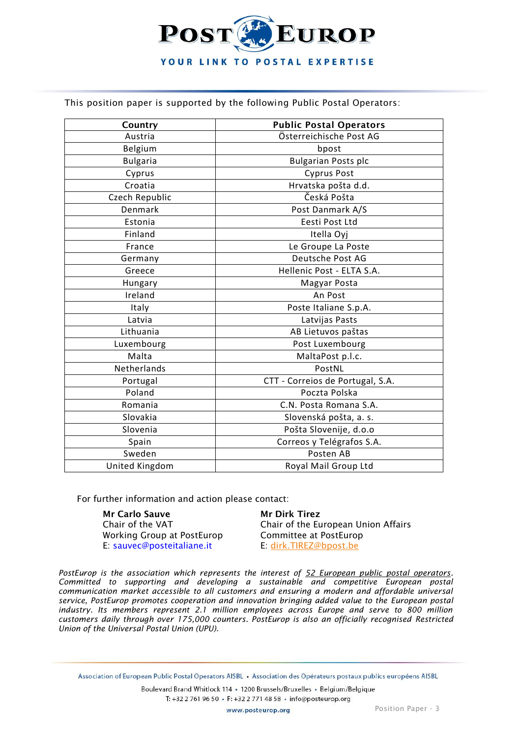This position paper is supported by the following Public Postal Operators:

| Country | Public Postal Operators |
|---|---|
| Austria | Österreichische Post AG |
| Belgium | bpost |
| Bulgaria | Bulgarian Posts plc |
| Cyprus | Cyprus Post |
| Croatia | Hrvatska pošta d.d. |
| Czech Republic | Česká Pošta |
| Denmark | Post Danmark A/S |
| Estonia | Eesti Post Ltd |
| Finland | Itella Oyj |
| France | Le Groupe La Poste |
| Germany | Deutsche Post AG |
| Greece | Hellenic Post - ELTA S.A. |
| Hungary | Magyar Posta |
| Ireland | An Post |
| Italy | Poste Italiane S.p.A. |
| Latvia | Latvijas Pasts |
| Lithuania | AB Lietuvos paštas |
| Luxembourg | Post Luxembourg |
| Malta | MaltaPost p.l.c. |
| Netherlands | PostNL |
| Portugal | CTT - Correios de Portugal, S.A. |
| Poland | Poczta Polska |
| Romania | C.N. Posta Romana S.A. |
| Slovakia | Slovenská pošta, a. s. |
| Slovenia | Pošta Slovenije, d.o.o |
| Spain | Correos y Telégrafos S.A. |
| Sweden | Posten AB |
| United Kingdom | Royal Mail Group Ltd |

For further information and action please contact:

**Mr Carlo Sauve**
Chair of the VAT
Working Group at PostEurop
E: sauvec@posteitaliane.it

**Mr Dirk Tirez**
Chair of the European Union Affairs
Committee at PostEurop
E: dirk.TIREZ@bpost.be

*PostEurop is the association which represents the interest of 52 European public postal operators. Committed to supporting and developing a sustainable and competitive European postal communication market accessible to all customers and ensuring a modern and affordable universal service, PostEurop promotes cooperation and innovation bringing added value to the European postal industry. Its members represent 2.1 million employees across Europe and serve to 800 million customers daily through over 175,000 counters. PostEurop is also an officially recognised Restricted Union of the Universal Postal Union (UPU).*